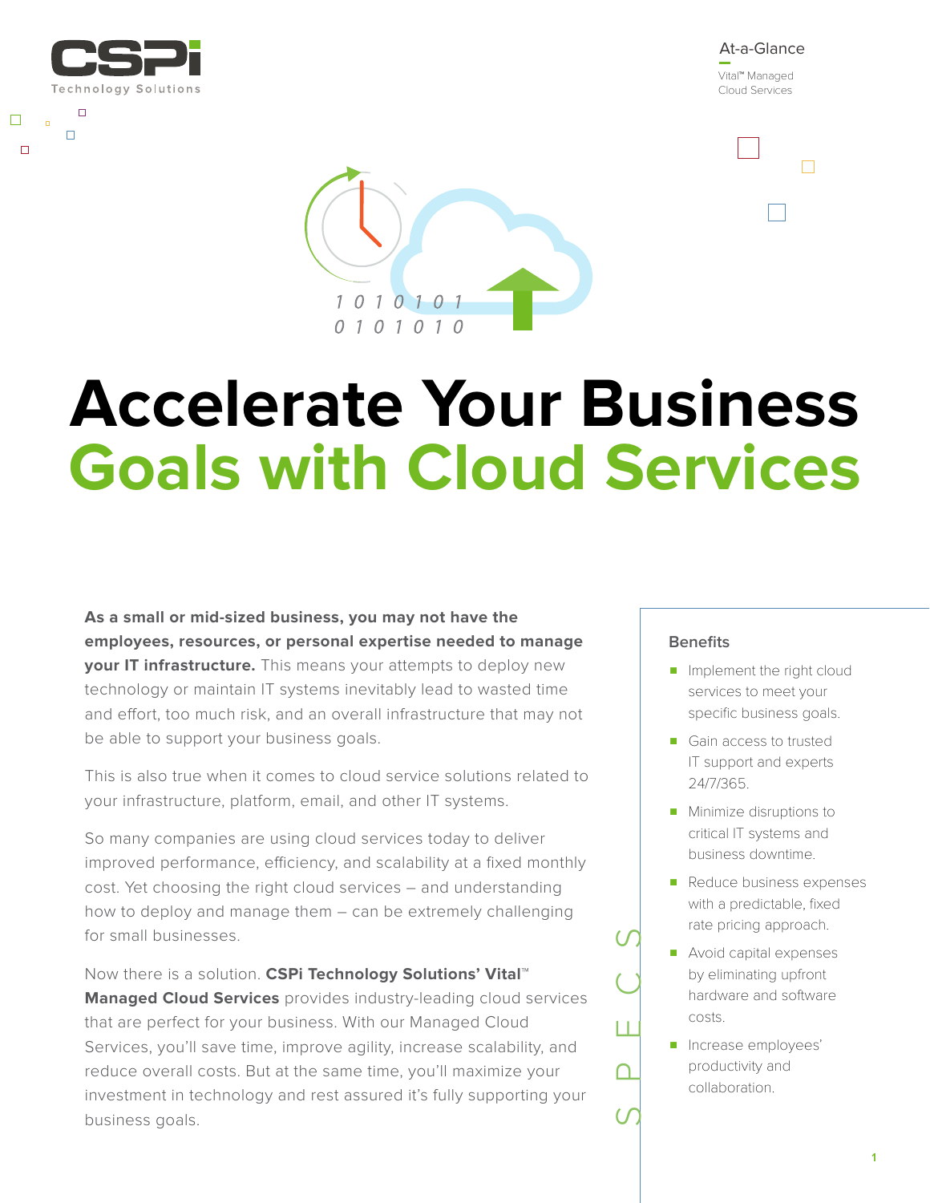At-a-Glance

Vital™ Managed Cloud Services

# Accelerate Your Business Goals with Cloud Services

**As a small or mid-sized business, you may not have the employees, resources, or personal expertise needed to manage your IT infrastructure.** This means your attempts to deploy new technology or maintain IT systems inevitably lead to wasted time and effort, too much risk, and an overall infrastructure that may not be able to support your business goals.

This is also true when it comes to cloud service solutions related to your infrastructure, platform, email, and other IT systems.

So many companies are using cloud services today to deliver improved performance, efficiency, and scalability at a fixed monthly cost. Yet choosing the right cloud services – and understanding how to deploy and manage them – can be extremely challenging for small businesses.

Now there is a solution. **CSPi Technology Solutions' Vital™ Managed Cloud Services** provides industry-leading cloud services that are perfect for your business. With our Managed Cloud Services, you'll save time, improve agility, increase scalability, and reduce overall costs. But at the same time, you'll maximize your investment in technology and rest assured it's fully supporting your business goals.

## SPECS

### Benefits

- Implement the right cloud services to meet your specific business goals.
- Gain access to trusted IT support and experts 24/7/365.
- Minimize disruptions to critical IT systems and business downtime.
- Reduce business expenses with a predictable, fixed rate pricing approach.
- Avoid capital expenses by eliminating upfront hardware and software costs.
- Increase employees' productivity and collaboration.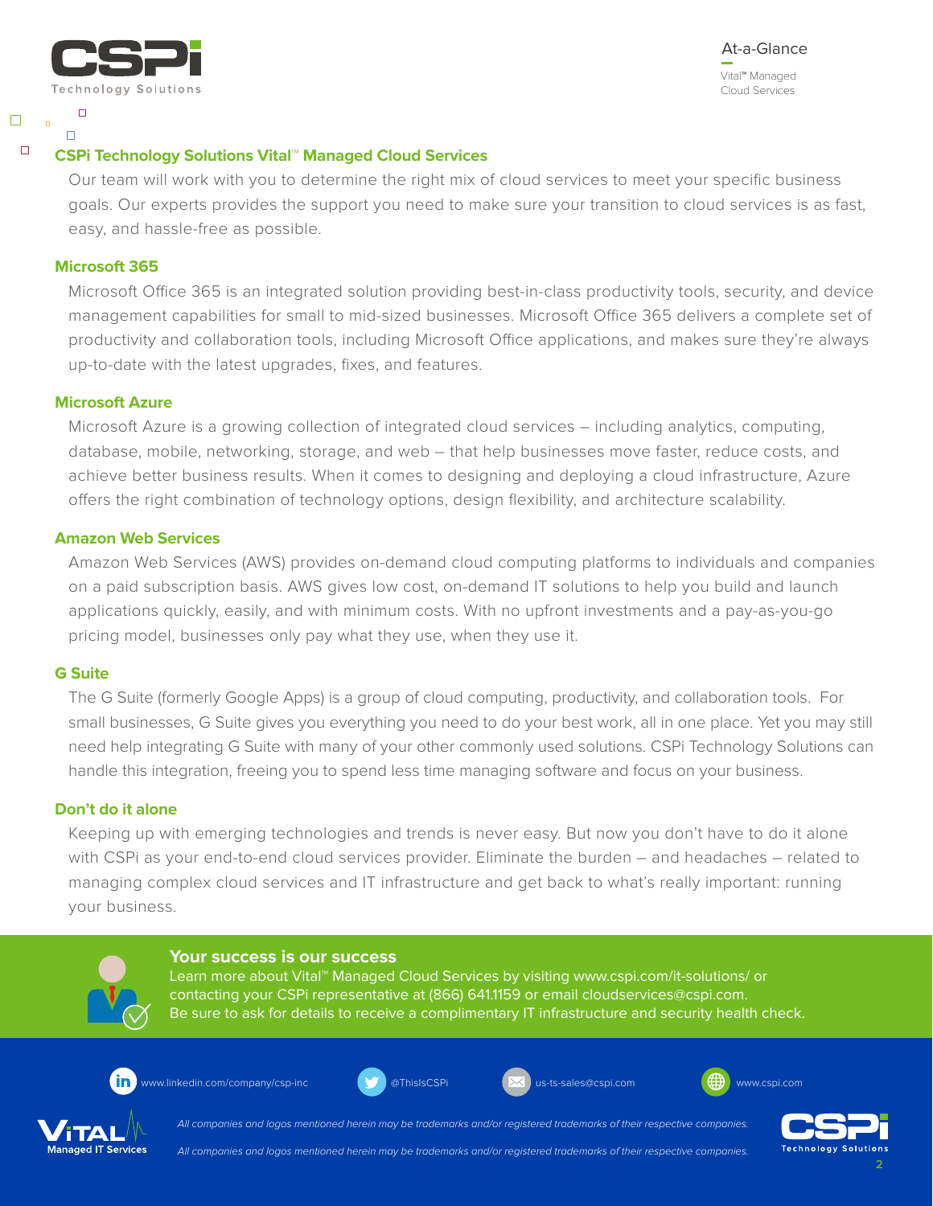## CSPi Technology Solutions Vital™ Managed Cloud Services

Our team will work with you to determine the right mix of cloud services to meet your specific business goals. Our experts provides the support you need to make sure your transition to cloud services is as fast, easy, and hassle-free as possible.

### Microsoft 365

Microsoft Office 365 is an integrated solution providing best-in-class productivity tools, security, and device management capabilities for small to mid-sized businesses. Microsoft Office 365 delivers a complete set of productivity and collaboration tools, including Microsoft Office applications, and makes sure they're always up-to-date with the latest upgrades, fixes, and features.

### Microsoft Azure

Microsoft Azure is a growing collection of integrated cloud services – including analytics, computing, database, mobile, networking, storage, and web – that help businesses move faster, reduce costs, and achieve better business results. When it comes to designing and deploying a cloud infrastructure, Azure offers the right combination of technology options, design flexibility, and architecture scalability.

### Amazon Web Services

Amazon Web Services (AWS) provides on-demand cloud computing platforms to individuals and companies on a paid subscription basis. AWS gives low cost, on-demand IT solutions to help you build and launch applications quickly, easily, and with minimum costs. With no upfront investments and a pay-as-you-go pricing model, businesses only pay what they use, when they use it.

### G Suite

The G Suite (formerly Google Apps) is a group of cloud computing, productivity, and collaboration tools. For small businesses, G Suite gives you everything you need to do your best work, all in one place. Yet you may still need help integrating G Suite with many of your other commonly used solutions. CSPi Technology Solutions can handle this integration, freeing you to spend less time managing software and focus on your business.

### Don't do it alone

Keeping up with emerging technologies and trends is never easy. But now you don't have to do it alone with CSPi as your end-to-end cloud services provider. Eliminate the burden – and headaches – related to managing complex cloud services and IT infrastructure and get back to what's really important: running your business.

### Your success is our success

Learn more about Vital™ Managed Cloud Services by visiting www.cspi.com/it-solutions/ or contacting your CSPi representative at (866) 641.1159 or email cloudservices@cspi.com.
Be sure to ask for details to receive a complimentary IT infrastructure and security health check.

www.linkedin.com/company/csp-inc

@ThisIsCSPi

us-ts-sales@cspi.com

www.cspi.com

*All companies and logos mentioned herein may be trademarks and/or registered trademarks of their respective companies.*